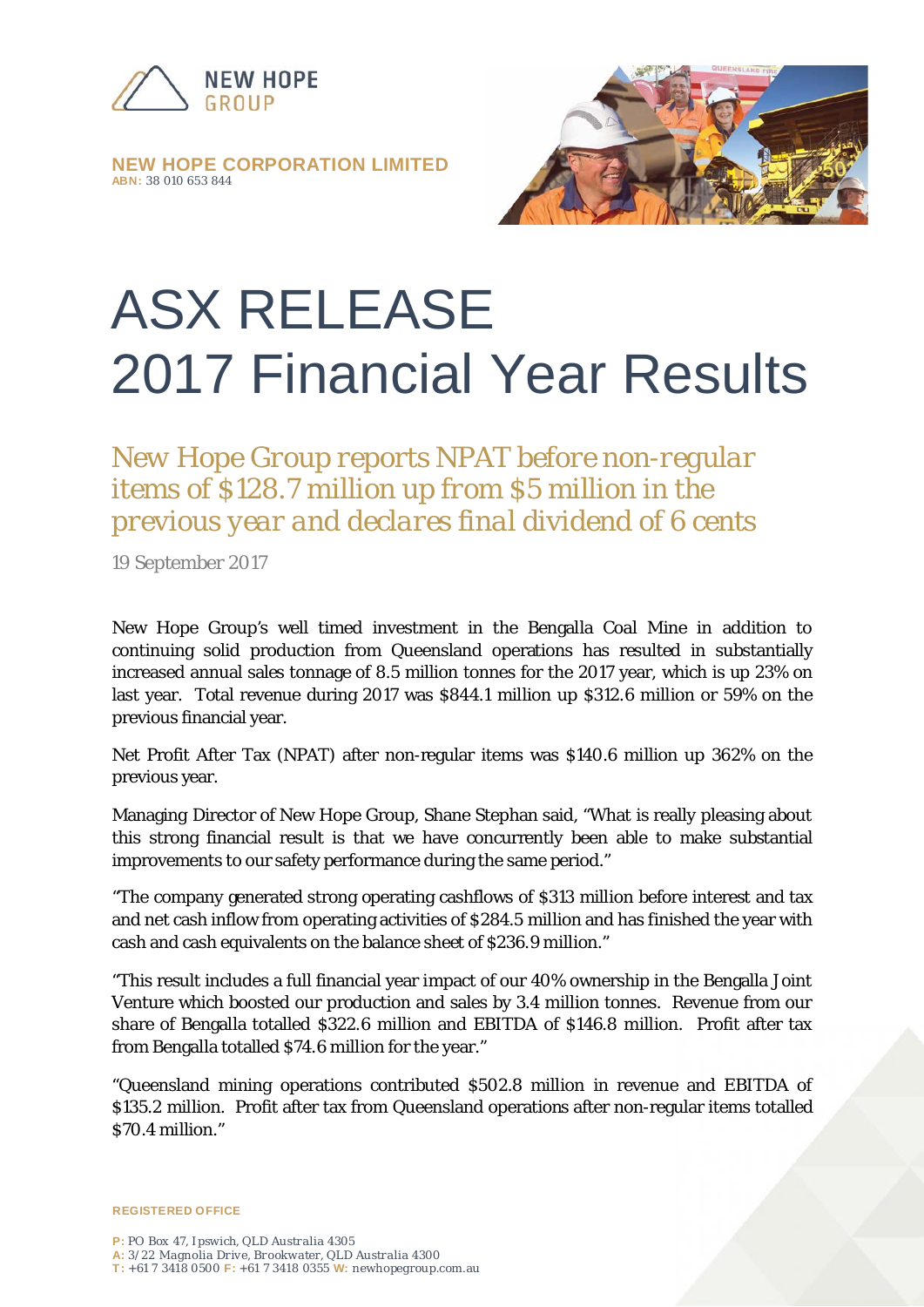NEW HOPE GROUP

**NEW HOPE CORPORATION LIMITED**
**ABN:** 38 010 653 844

# ASX RELEASE
# 2017 Financial Year Results

## *New Hope Group reports NPAT before non-regular items of $128.7 million up from $5 million in the previous year and declares final dividend of 6 cents*

19 September 2017

New Hope Group's well timed investment in the Bengalla Coal Mine in addition to continuing solid production from Queensland operations has resulted in substantially increased annual sales tonnage of 8.5 million tonnes for the 2017 year, which is up 23% on last year. Total revenue during 2017 was $844.1 million up $312.6 million or 59% on the previous financial year.

Net Profit After Tax (NPAT) after non-regular items was $140.6 million up 362% on the previous year.

Managing Director of New Hope Group, Shane Stephan said, "What is really pleasing about this strong financial result is that we have concurrently been able to make substantial improvements to our safety performance during the same period."

"The company generated strong operating cashflows of $313 million before interest and tax and net cash inflow from operating activities of $284.5 million and has finished the year with cash and cash equivalents on the balance sheet of $236.9 million."

"This result includes a full financial year impact of our 40% ownership in the Bengalla Joint Venture which boosted our production and sales by 3.4 million tonnes. Revenue from our share of Bengalla totalled $322.6 million and EBITDA of $146.8 million. Profit after tax from Bengalla totalled $74.6 million for the year."

"Queensland mining operations contributed $502.8 million in revenue and EBITDA of $135.2 million. Profit after tax from Queensland operations after non-regular items totalled $70.4 million."

**REGISTERED OFFICE**

**P:** PO Box 47, Ipswich, QLD Australia 4305
**A:** 3/22 Magnolia Drive, Brookwater, QLD Australia 4300
**T:** +61 7 3418 0500 **F:** +61 7 3418 0355 **W:** newhopegroup.com.au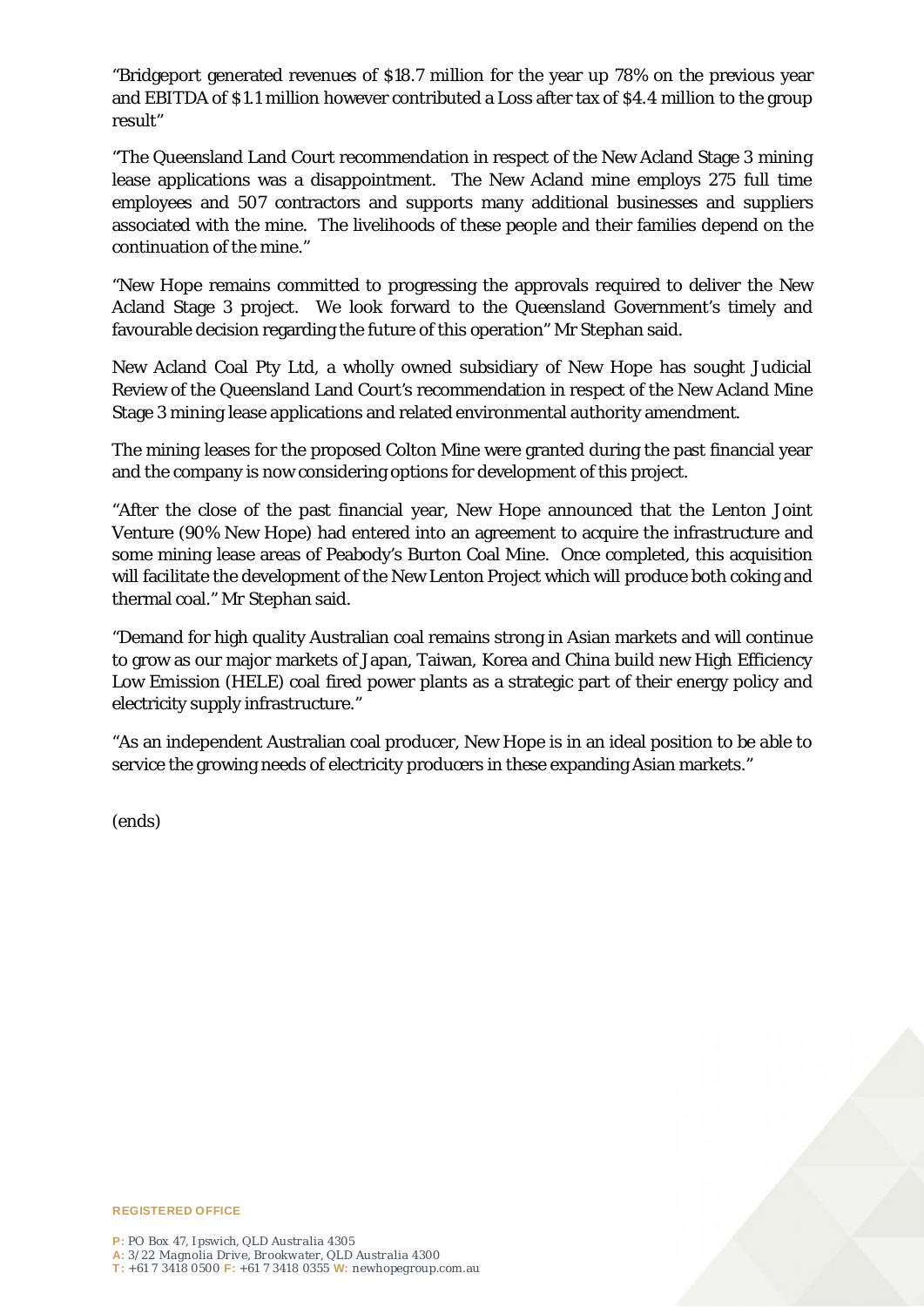"Bridgeport generated revenues of $18.7 million for the year up 78% on the previous year and EBITDA of $1.1 million however contributed a Loss after tax of $4.4 million to the group result"

"The Queensland Land Court recommendation in respect of the New Acland Stage 3 mining lease applications was a disappointment. The New Acland mine employs 275 full time employees and 507 contractors and supports many additional businesses and suppliers associated with the mine. The livelihoods of these people and their families depend on the continuation of the mine."

"New Hope remains committed to progressing the approvals required to deliver the New Acland Stage 3 project. We look forward to the Queensland Government's timely and favourable decision regarding the future of this operation" Mr Stephan said.

New Acland Coal Pty Ltd, a wholly owned subsidiary of New Hope has sought Judicial Review of the Queensland Land Court's recommendation in respect of the New Acland Mine Stage 3 mining lease applications and related environmental authority amendment.

The mining leases for the proposed Colton Mine were granted during the past financial year and the company is now considering options for development of this project.

"After the close of the past financial year, New Hope announced that the Lenton Joint Venture (90% New Hope) had entered into an agreement to acquire the infrastructure and some mining lease areas of Peabody's Burton Coal Mine. Once completed, this acquisition will facilitate the development of the New Lenton Project which will produce both coking and thermal coal." Mr Stephan said.

"Demand for high quality Australian coal remains strong in Asian markets and will continue to grow as our major markets of Japan, Taiwan, Korea and China build new High Efficiency Low Emission (HELE) coal fired power plants as a strategic part of their energy policy and electricity supply infrastructure."

"As an independent Australian coal producer, New Hope is in an ideal position to be able to service the growing needs of electricity producers in these expanding Asian markets."

(ends)

**REGISTERED OFFICE**

P: PO Box 47, Ipswich, QLD Australia 4305
A: 3/22 Magnolia Drive, Brookwater, QLD Australia 4300
T: +61 7 3418 0500 F: +61 7 3418 0355 W: newhopegroup.com.au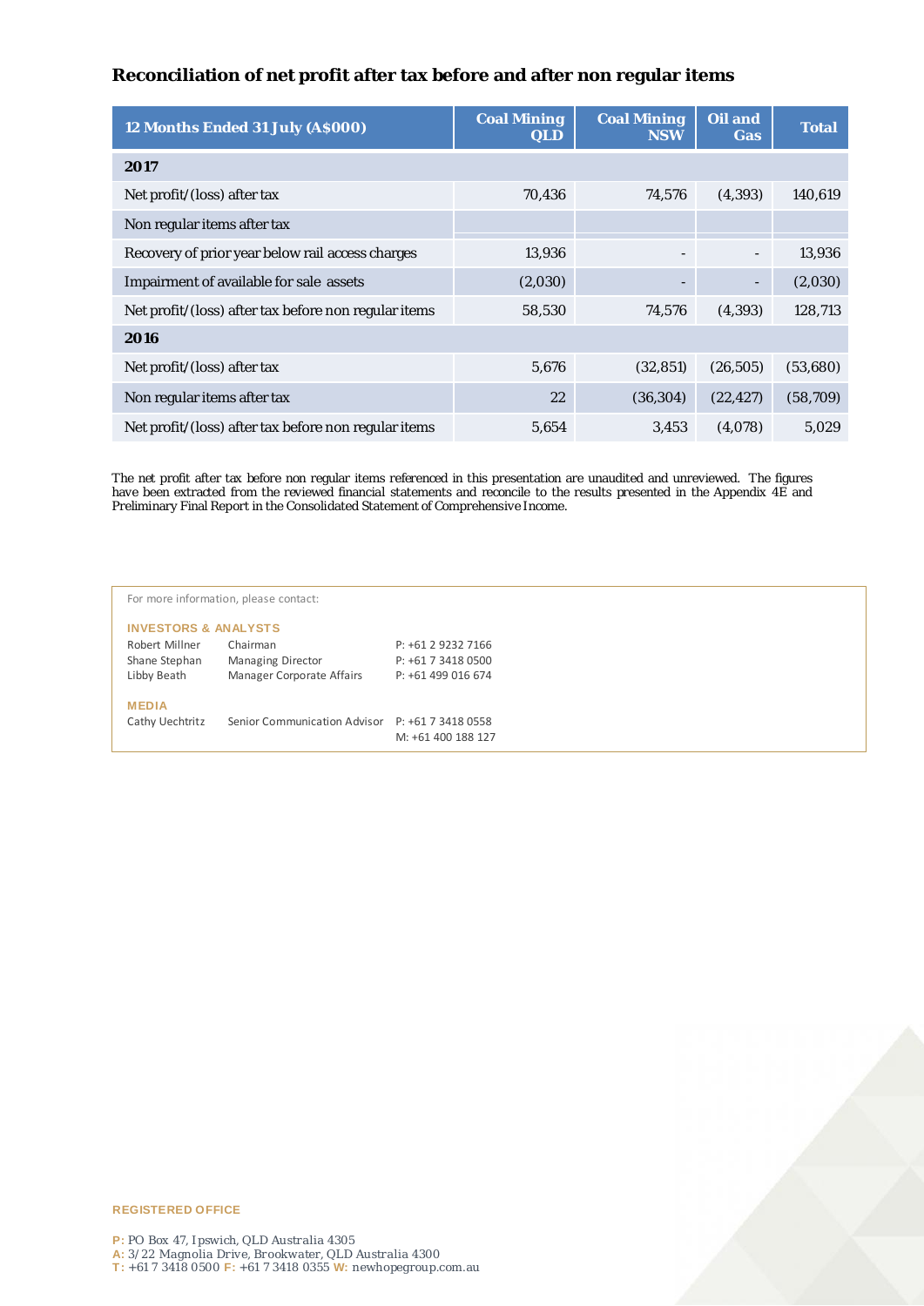## Reconciliation of net profit after tax before and after non regular items

| 12 Months Ended 31 July (A$000) | Coal Mining QLD | Coal Mining NSW | Oil and Gas | Total |
|---|---|---|---|---|
| **2017** | | | | |
| Net profit/(loss) after tax | 70,436 | 74,576 | (4,393) | 140,619 |
| Non regular items after tax | | | | |
| Recovery of prior year below rail access charges | 13,936 | - | - | 13,936 |
| Impairment of available for sale assets | (2,030) | - | - | (2,030) |
| Net profit/(loss) after tax before non regular items | 58,530 | 74,576 | (4,393) | 128,713 |
| **2016** | | | | |
| Net profit/(loss) after tax | 5,676 | (32,851) | (26,505) | (53,680) |
| Non regular items after tax | 22 | (36,304) | (22,427) | (58,709) |
| Net profit/(loss) after tax before non regular items | 5,654 | 3,453 | (4,078) | 5,029 |

The net profit after tax before non regular items referenced in this presentation are unaudited and unreviewed. The figures have been extracted from the reviewed financial statements and reconcile to the results presented in the Appendix 4E and Preliminary Final Report in the Consolidated Statement of Comprehensive Income.

For more information, please contact:

**INVESTORS & ANALYSTS**

| | | |
|---|---|---|
| Robert Millner | Chairman | P: +61 2 9232 7166 |
| Shane Stephan | Managing Director | P: +61 7 3418 0500 |
| Libby Beath | Manager Corporate Affairs | P: +61 499 016 674 |

**MEDIA**

| | | |
|---|---|---|
| Cathy Uechtritz | Senior Communication Advisor | P: +61 7 3418 0558<br>M: +61 400 188 127 |

**REGISTERED OFFICE**

P: PO Box 47, Ipswich, QLD Australia 4305
A: 3/22 Magnolia Drive, Brookwater, QLD Australia 4300
T: +61 7 3418 0500 F: +61 7 3418 0355 W: newhopegroup.com.au